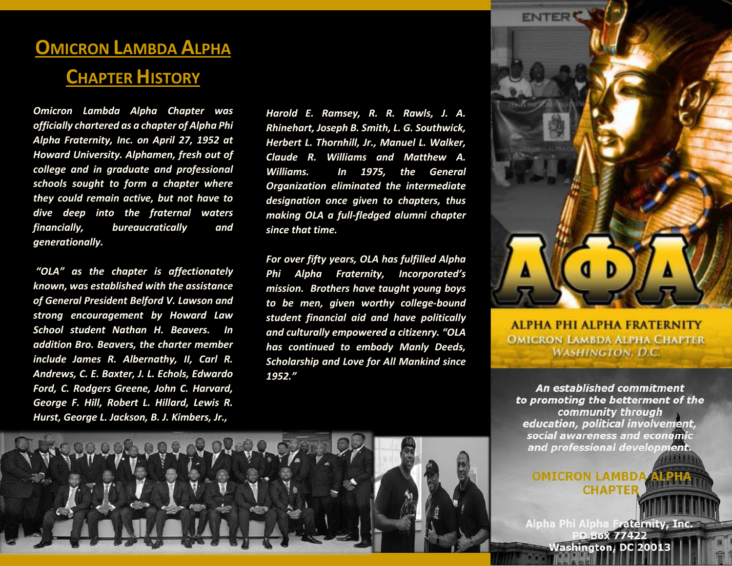# Omicron Lambda Alpha Chapter History

*Omicron Lambda Alpha Chapter was officially chartered as a chapter of Alpha Phi Alpha Fraternity, Inc. on April 27, 1952 at Howard University. Alphamen, fresh out of college and in graduate and professional schools sought to form a chapter where they could remain active, but not have to dive deep into the fraternal waters financially, bureaucratically and generationally.*

*"OLA" as the chapter is affectionately known, was established with the assistance of General President Belford V. Lawson and strong encouragement by Howard Law School student Nathan H. Beavers. In addition Bro. Beavers, the charter member include James R. Albernathy, II, Carl R. Andrews, C. E. Baxter, J. L. Echols, Edwardo Ford, C. Rodgers Greene, John C. Harvard, George F. Hill, Robert L. Hillard, Lewis R. Hurst, George L. Jackson, B. J. Kimbers, Jr., Harold E. Ramsey, R. R. Rawls, J. A. Rhinehart, Joseph B. Smith, L. G. Southwick, Herbert L. Thornhill, Jr., Manuel L. Walker, Claude R. Williams and Matthew A. Williams. In 1975, the General Organization eliminated the intermediate designation once given to chapters, thus making OLA a full-fledged alumni chapter since that time.*

*For over fifty years, OLA has fulfilled Alpha Phi Alpha Fraternity, Incorporated's mission. Brothers have taught young boys to be men, given worthy college-bound student financial aid and have politically and culturally empowered a citizenry. "OLA has continued to embody Manly Deeds, Scholarship and Love for All Mankind since 1952."*

ΑΦΑ

**ALPHA PHI ALPHA FRATERNITY**
**OMICRON LAMBDA ALPHA CHAPTER**
*WASHINGTON, D.C.*

***An established commitment to promoting the betterment of the community through education, political involvement, social awareness and economic and professional development.***

**OMICRON LAMBDA ALPHA CHAPTER**

**Alpha Phi Alpha Fraternity, Inc.**
**PO Box 77422**
**Washington, DC 20013**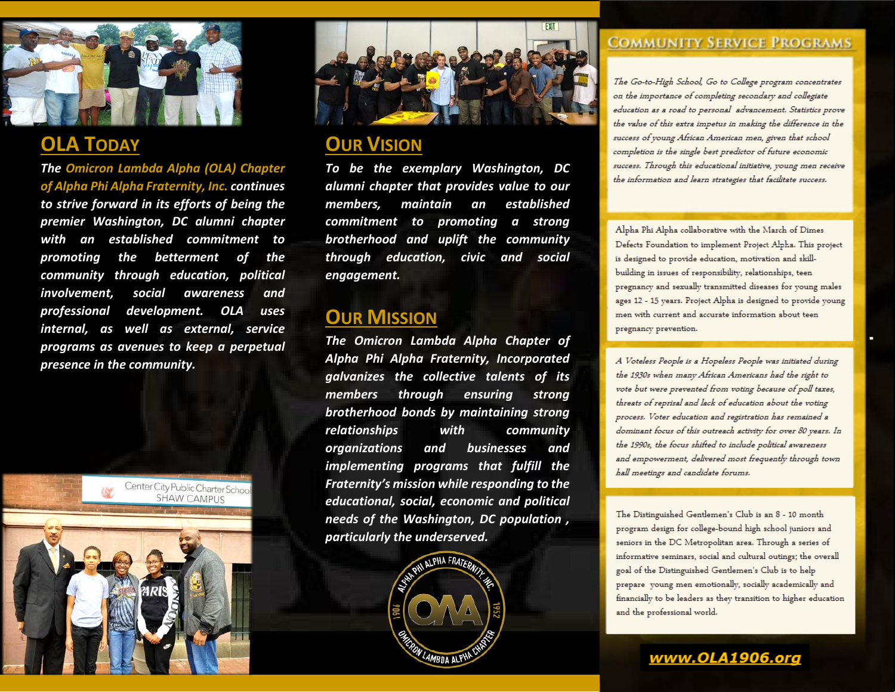## OLA TODAY

***The Omicron Lambda Alpha (OLA) Chapter of Alpha Phi Alpha Fraternity, Inc. continues to strive forward in its efforts of being the premier Washington, DC alumni chapter with an established commitment to promoting the betterment of the community through education, political involvement, social awareness and professional development. OLA uses internal, as well as external, service programs as avenues to keep a perpetual presence in the community.***

## OUR VISION

***To be the exemplary Washington, DC alumni chapter that provides value to our members, maintain an established commitment to promoting a strong brotherhood and uplift the community through education, civic and social engagement.***

## OUR MISSION

***The Omicron Lambda Alpha Chapter of Alpha Phi Alpha Fraternity, Incorporated galvanizes the collective talents of its members through ensuring strong brotherhood bonds by maintaining strong relationships with community organizations and businesses and implementing programs that fulfill the Fraternity's mission while responding to the educational, social, economic and political needs of the Washington, DC population , particularly the underserved.***

## COMMUNITY SERVICE PROGRAMS

*The Go-to-High School, Go to College program concentrates on the importance of completing secondary and collegiate education as a road to personal advancement. Statistics prove the value of this extra impetus in making the difference in the success of young African American men, given that school completion is the single best predictor of future economic success. Through this educational initiative, young men receive the information and learn strategies that facilitate success.*

Alpha Phi Alpha collaborative with the March of Dimes Defects Foundation to implement Project Alpha. This project is designed to provide education, motivation and skill-building in issues of responsibility, relationships, teen pregnancy and sexually transmitted diseases for young males ages 12 - 15 years. Project Alpha is designed to provide young men with current and accurate information about teen pregnancy prevention.

*A Voteless People is a Hopeless People was initiated during the 1930s when many African Americans had the right to vote but were prevented from voting because of poll taxes, threats of reprisal and lack of education about the voting process. Voter education and registration has remained a dominant focus of this outreach activity for over 80 years. In the 1990s, the focus shifted to include political awareness and empowerment, delivered most frequently through town hall meetings and candidate forums.*

The Distinguished Gentlemen's Club is an 8 - 10 month program design for college-bound high school juniors and seniors in the DC Metropolitan area. Through a series of informative seminars, social and cultural outings; the overall goal of the Distinguished Gentlemen's Club is to help prepare young men emotionally, socially academically and financially to be leaders as they transition to higher education and the professional world.

**www.OLA1906.org**